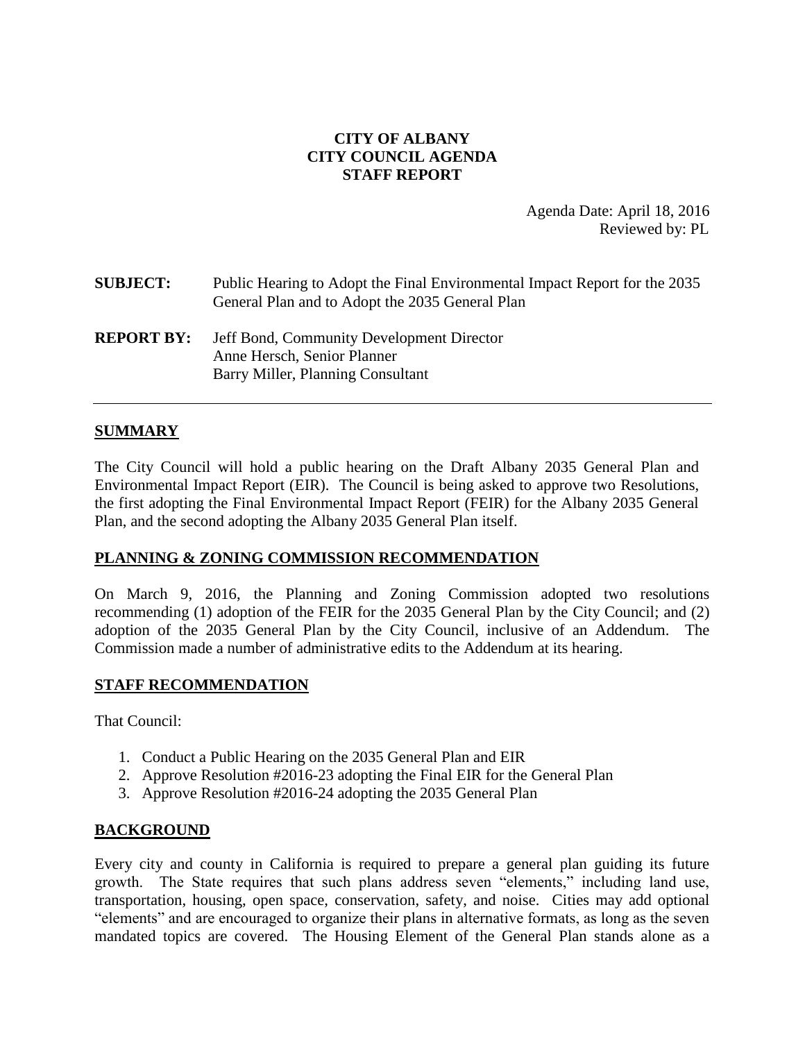**CITY OF ALBANY**
**CITY COUNCIL AGENDA**
**STAFF REPORT**

Agenda Date: April 18, 2016
Reviewed by: PL

**SUBJECT:** Public Hearing to Adopt the Final Environmental Impact Report for the 2035 General Plan and to Adopt the 2035 General Plan

**REPORT BY:** Jeff Bond, Community Development Director
Anne Hersch, Senior Planner
Barry Miller, Planning Consultant

---

## SUMMARY

The City Council will hold a public hearing on the Draft Albany 2035 General Plan and Environmental Impact Report (EIR). The Council is being asked to approve two Resolutions, the first adopting the Final Environmental Impact Report (FEIR) for the Albany 2035 General Plan, and the second adopting the Albany 2035 General Plan itself.

## PLANNING & ZONING COMMISSION RECOMMENDATION

On March 9, 2016, the Planning and Zoning Commission adopted two resolutions recommending (1) adoption of the FEIR for the 2035 General Plan by the City Council; and (2) adoption of the 2035 General Plan by the City Council, inclusive of an Addendum. The Commission made a number of administrative edits to the Addendum at its hearing.

## STAFF RECOMMENDATION

That Council:

1. Conduct a Public Hearing on the 2035 General Plan and EIR
2. Approve Resolution #2016-23 adopting the Final EIR for the General Plan
3. Approve Resolution #2016-24 adopting the 2035 General Plan

## BACKGROUND

Every city and county in California is required to prepare a general plan guiding its future growth. The State requires that such plans address seven "elements," including land use, transportation, housing, open space, conservation, safety, and noise. Cities may add optional "elements" and are encouraged to organize their plans in alternative formats, as long as the seven mandated topics are covered. The Housing Element of the General Plan stands alone as a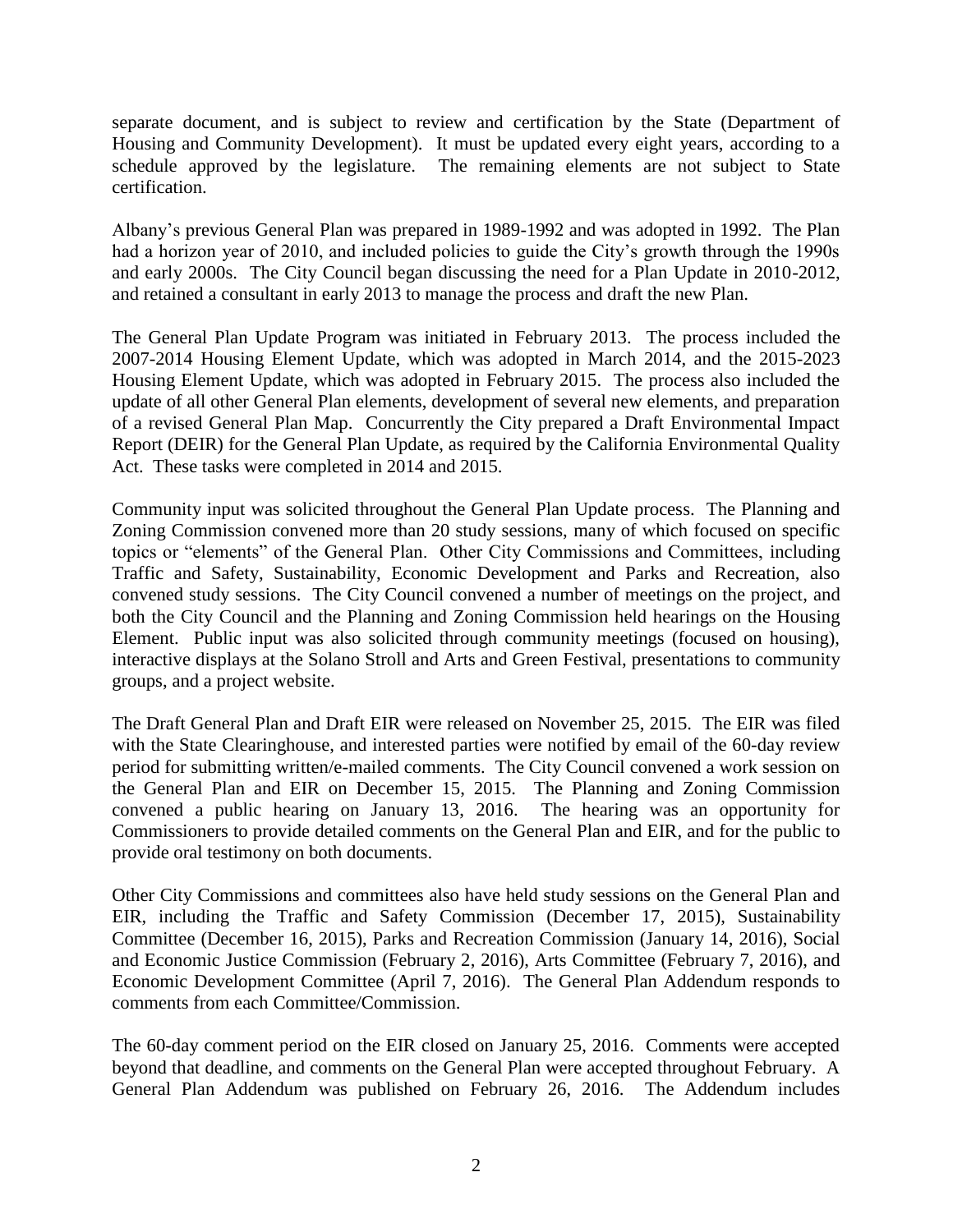separate document, and is subject to review and certification by the State (Department of Housing and Community Development). It must be updated every eight years, according to a schedule approved by the legislature. The remaining elements are not subject to State certification.

Albany's previous General Plan was prepared in 1989-1992 and was adopted in 1992. The Plan had a horizon year of 2010, and included policies to guide the City's growth through the 1990s and early 2000s. The City Council began discussing the need for a Plan Update in 2010-2012, and retained a consultant in early 2013 to manage the process and draft the new Plan.

The General Plan Update Program was initiated in February 2013. The process included the 2007-2014 Housing Element Update, which was adopted in March 2014, and the 2015-2023 Housing Element Update, which was adopted in February 2015. The process also included the update of all other General Plan elements, development of several new elements, and preparation of a revised General Plan Map. Concurrently the City prepared a Draft Environmental Impact Report (DEIR) for the General Plan Update, as required by the California Environmental Quality Act. These tasks were completed in 2014 and 2015.

Community input was solicited throughout the General Plan Update process. The Planning and Zoning Commission convened more than 20 study sessions, many of which focused on specific topics or "elements" of the General Plan. Other City Commissions and Committees, including Traffic and Safety, Sustainability, Economic Development and Parks and Recreation, also convened study sessions. The City Council convened a number of meetings on the project, and both the City Council and the Planning and Zoning Commission held hearings on the Housing Element. Public input was also solicited through community meetings (focused on housing), interactive displays at the Solano Stroll and Arts and Green Festival, presentations to community groups, and a project website.

The Draft General Plan and Draft EIR were released on November 25, 2015. The EIR was filed with the State Clearinghouse, and interested parties were notified by email of the 60-day review period for submitting written/e-mailed comments. The City Council convened a work session on the General Plan and EIR on December 15, 2015. The Planning and Zoning Commission convened a public hearing on January 13, 2016. The hearing was an opportunity for Commissioners to provide detailed comments on the General Plan and EIR, and for the public to provide oral testimony on both documents.

Other City Commissions and committees also have held study sessions on the General Plan and EIR, including the Traffic and Safety Commission (December 17, 2015), Sustainability Committee (December 16, 2015), Parks and Recreation Commission (January 14, 2016), Social and Economic Justice Commission (February 2, 2016), Arts Committee (February 7, 2016), and Economic Development Committee (April 7, 2016). The General Plan Addendum responds to comments from each Committee/Commission.

The 60-day comment period on the EIR closed on January 25, 2016. Comments were accepted beyond that deadline, and comments on the General Plan were accepted throughout February. A General Plan Addendum was published on February 26, 2016. The Addendum includes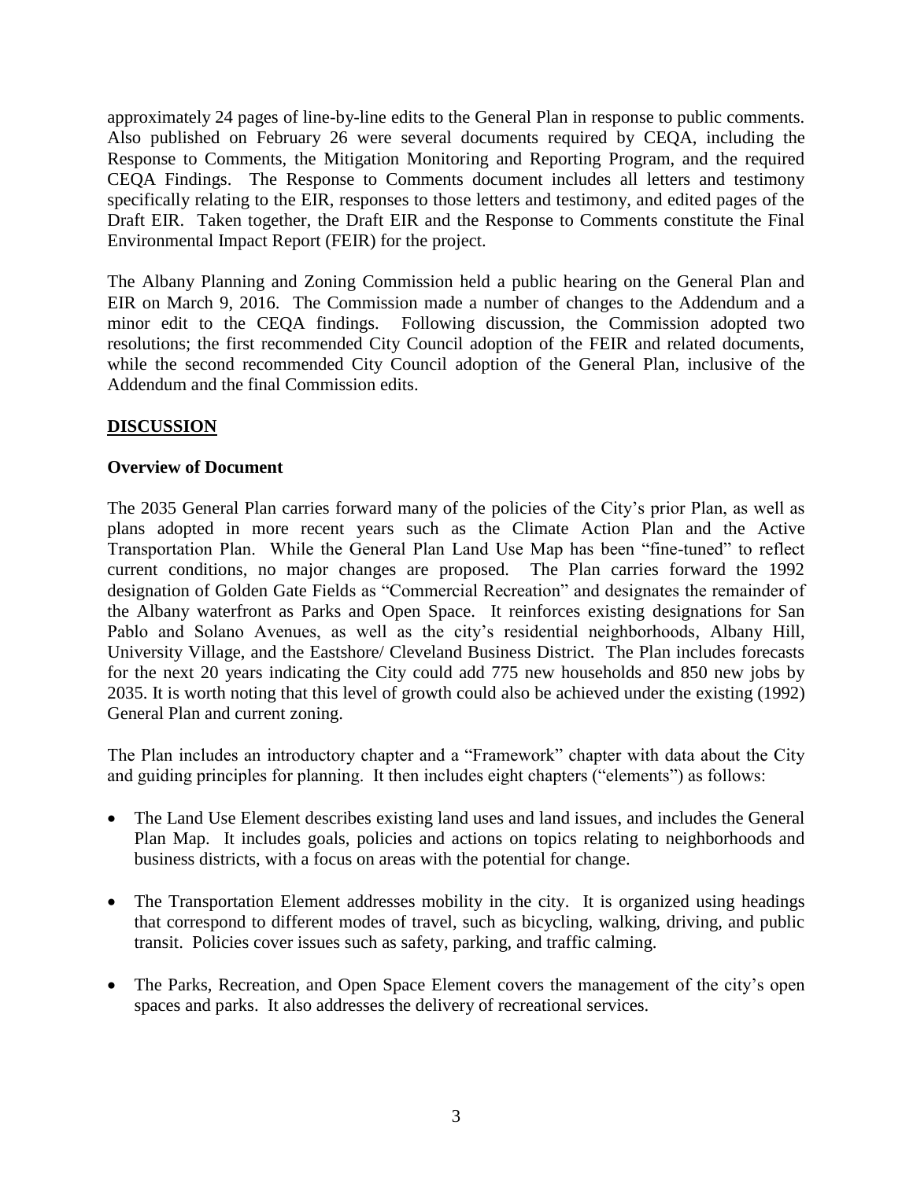approximately 24 pages of line-by-line edits to the General Plan in response to public comments. Also published on February 26 were several documents required by CEQA, including the Response to Comments, the Mitigation Monitoring and Reporting Program, and the required CEQA Findings. The Response to Comments document includes all letters and testimony specifically relating to the EIR, responses to those letters and testimony, and edited pages of the Draft EIR. Taken together, the Draft EIR and the Response to Comments constitute the Final Environmental Impact Report (FEIR) for the project.

The Albany Planning and Zoning Commission held a public hearing on the General Plan and EIR on March 9, 2016. The Commission made a number of changes to the Addendum and a minor edit to the CEQA findings. Following discussion, the Commission adopted two resolutions; the first recommended City Council adoption of the FEIR and related documents, while the second recommended City Council adoption of the General Plan, inclusive of the Addendum and the final Commission edits.

## DISCUSSION

### Overview of Document

The 2035 General Plan carries forward many of the policies of the City's prior Plan, as well as plans adopted in more recent years such as the Climate Action Plan and the Active Transportation Plan. While the General Plan Land Use Map has been "fine-tuned" to reflect current conditions, no major changes are proposed. The Plan carries forward the 1992 designation of Golden Gate Fields as "Commercial Recreation" and designates the remainder of the Albany waterfront as Parks and Open Space. It reinforces existing designations for San Pablo and Solano Avenues, as well as the city's residential neighborhoods, Albany Hill, University Village, and the Eastshore/ Cleveland Business District. The Plan includes forecasts for the next 20 years indicating the City could add 775 new households and 850 new jobs by 2035. It is worth noting that this level of growth could also be achieved under the existing (1992) General Plan and current zoning.

The Plan includes an introductory chapter and a "Framework" chapter with data about the City and guiding principles for planning. It then includes eight chapters ("elements") as follows:

- The Land Use Element describes existing land uses and land issues, and includes the General Plan Map. It includes goals, policies and actions on topics relating to neighborhoods and business districts, with a focus on areas with the potential for change.
- The Transportation Element addresses mobility in the city. It is organized using headings that correspond to different modes of travel, such as bicycling, walking, driving, and public transit. Policies cover issues such as safety, parking, and traffic calming.
- The Parks, Recreation, and Open Space Element covers the management of the city's open spaces and parks. It also addresses the delivery of recreational services.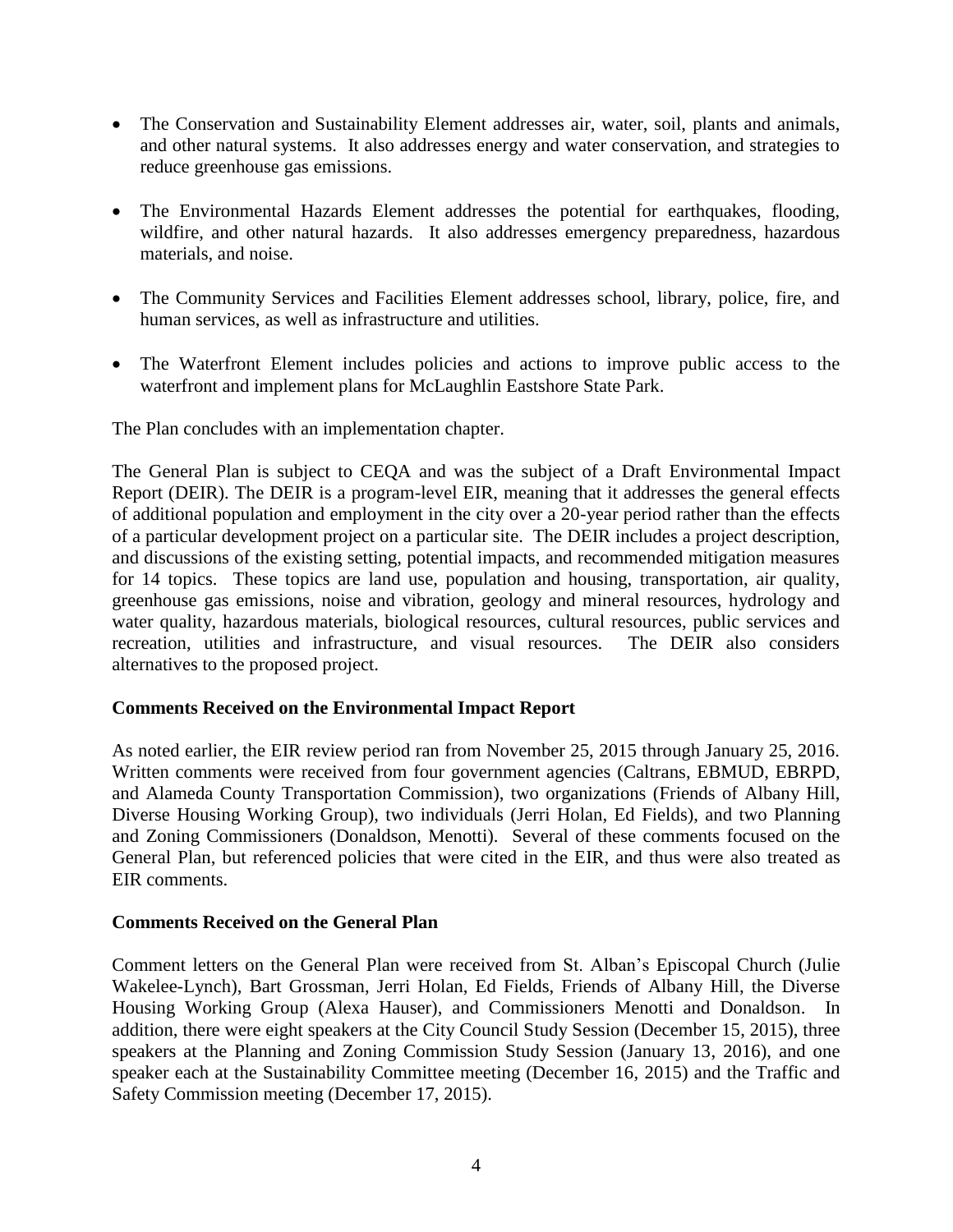- The Conservation and Sustainability Element addresses air, water, soil, plants and animals, and other natural systems. It also addresses energy and water conservation, and strategies to reduce greenhouse gas emissions.

- The Environmental Hazards Element addresses the potential for earthquakes, flooding, wildfire, and other natural hazards. It also addresses emergency preparedness, hazardous materials, and noise.

- The Community Services and Facilities Element addresses school, library, police, fire, and human services, as well as infrastructure and utilities.

- The Waterfront Element includes policies and actions to improve public access to the waterfront and implement plans for McLaughlin Eastshore State Park.

The Plan concludes with an implementation chapter.

The General Plan is subject to CEQA and was the subject of a Draft Environmental Impact Report (DEIR). The DEIR is a program-level EIR, meaning that it addresses the general effects of additional population and employment in the city over a 20-year period rather than the effects of a particular development project on a particular site. The DEIR includes a project description, and discussions of the existing setting, potential impacts, and recommended mitigation measures for 14 topics. These topics are land use, population and housing, transportation, air quality, greenhouse gas emissions, noise and vibration, geology and mineral resources, hydrology and water quality, hazardous materials, biological resources, cultural resources, public services and recreation, utilities and infrastructure, and visual resources. The DEIR also considers alternatives to the proposed project.

**Comments Received on the Environmental Impact Report**

As noted earlier, the EIR review period ran from November 25, 2015 through January 25, 2016. Written comments were received from four government agencies (Caltrans, EBMUD, EBRPD, and Alameda County Transportation Commission), two organizations (Friends of Albany Hill, Diverse Housing Working Group), two individuals (Jerri Holan, Ed Fields), and two Planning and Zoning Commissioners (Donaldson, Menotti). Several of these comments focused on the General Plan, but referenced policies that were cited in the EIR, and thus were also treated as EIR comments.

**Comments Received on the General Plan**

Comment letters on the General Plan were received from St. Alban's Episcopal Church (Julie Wakelee-Lynch), Bart Grossman, Jerri Holan, Ed Fields, Friends of Albany Hill, the Diverse Housing Working Group (Alexa Hauser), and Commissioners Menotti and Donaldson. In addition, there were eight speakers at the City Council Study Session (December 15, 2015), three speakers at the Planning and Zoning Commission Study Session (January 13, 2016), and one speaker each at the Sustainability Committee meeting (December 16, 2015) and the Traffic and Safety Commission meeting (December 17, 2015).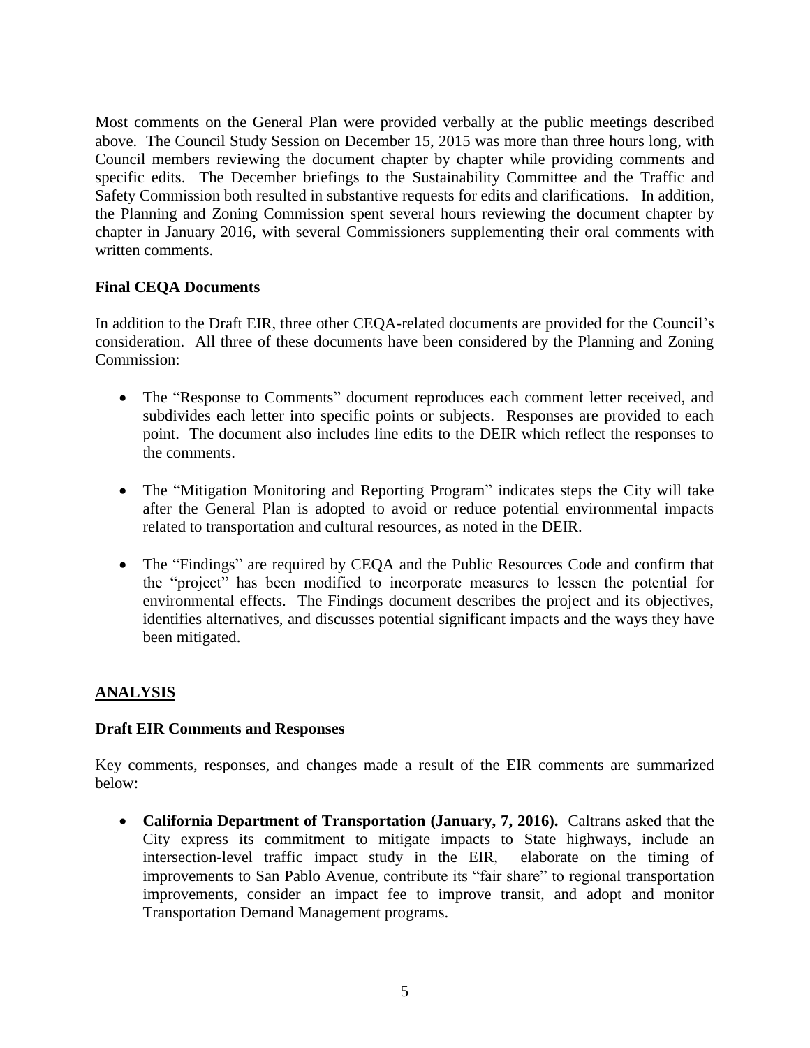Most comments on the General Plan were provided verbally at the public meetings described above. The Council Study Session on December 15, 2015 was more than three hours long, with Council members reviewing the document chapter by chapter while providing comments and specific edits. The December briefings to the Sustainability Committee and the Traffic and Safety Commission both resulted in substantive requests for edits and clarifications. In addition, the Planning and Zoning Commission spent several hours reviewing the document chapter by chapter in January 2016, with several Commissioners supplementing their oral comments with written comments.

**Final CEQA Documents**

In addition to the Draft EIR, three other CEQA-related documents are provided for the Council's consideration. All three of these documents have been considered by the Planning and Zoning Commission:

- The "Response to Comments" document reproduces each comment letter received, and subdivides each letter into specific points or subjects. Responses are provided to each point. The document also includes line edits to the DEIR which reflect the responses to the comments.
- The "Mitigation Monitoring and Reporting Program" indicates steps the City will take after the General Plan is adopted to avoid or reduce potential environmental impacts related to transportation and cultural resources, as noted in the DEIR.
- The "Findings" are required by CEQA and the Public Resources Code and confirm that the "project" has been modified to incorporate measures to lessen the potential for environmental effects. The Findings document describes the project and its objectives, identifies alternatives, and discusses potential significant impacts and the ways they have been mitigated.

## ANALYSIS

**Draft EIR Comments and Responses**

Key comments, responses, and changes made a result of the EIR comments are summarized below:

- **California Department of Transportation (January, 7, 2016).** Caltrans asked that the City express its commitment to mitigate impacts to State highways, include an intersection-level traffic impact study in the EIR, elaborate on the timing of improvements to San Pablo Avenue, contribute its "fair share" to regional transportation improvements, consider an impact fee to improve transit, and adopt and monitor Transportation Demand Management programs.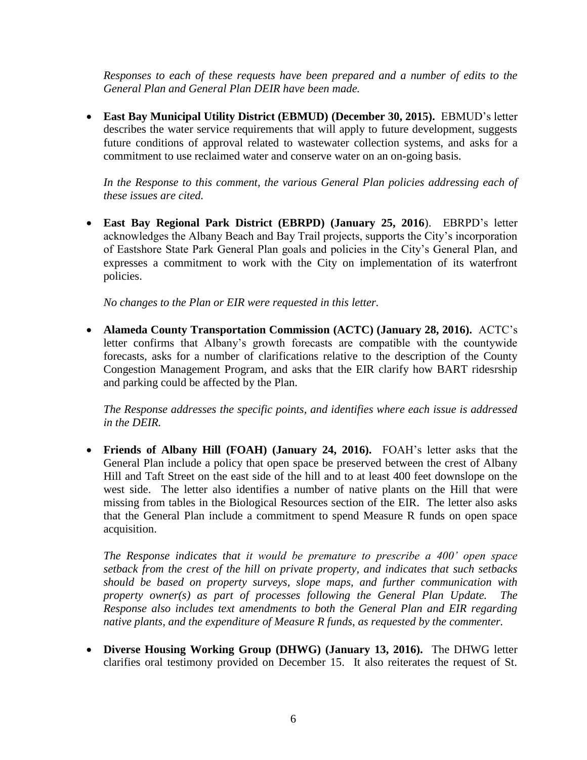*Responses to each of these requests have been prepared and a number of edits to the General Plan and General Plan DEIR have been made.*

- **East Bay Municipal Utility District (EBMUD) (December 30, 2015).** EBMUD's letter describes the water service requirements that will apply to future development, suggests future conditions of approval related to wastewater collection systems, and asks for a commitment to use reclaimed water and conserve water on an on-going basis.

  *In the Response to this comment, the various General Plan policies addressing each of these issues are cited.*

- **East Bay Regional Park District (EBRPD) (January 25, 2016**). EBRPD's letter acknowledges the Albany Beach and Bay Trail projects, supports the City's incorporation of Eastshore State Park General Plan goals and policies in the City's General Plan, and expresses a commitment to work with the City on implementation of its waterfront policies.

  *No changes to the Plan or EIR were requested in this letter.*

- **Alameda County Transportation Commission (ACTC) (January 28, 2016).** ACTC's letter confirms that Albany's growth forecasts are compatible with the countywide forecasts, asks for a number of clarifications relative to the description of the County Congestion Management Program, and asks that the EIR clarify how BART ridesrship and parking could be affected by the Plan.

  *The Response addresses the specific points, and identifies where each issue is addressed in the DEIR.*

- **Friends of Albany Hill (FOAH) (January 24, 2016).** FOAH's letter asks that the General Plan include a policy that open space be preserved between the crest of Albany Hill and Taft Street on the east side of the hill and to at least 400 feet downslope on the west side. The letter also identifies a number of native plants on the Hill that were missing from tables in the Biological Resources section of the EIR. The letter also asks that the General Plan include a commitment to spend Measure R funds on open space acquisition.

  *The Response indicates that it would be premature to prescribe a 400' open space setback from the crest of the hill on private property, and indicates that such setbacks should be based on property surveys, slope maps, and further communication with property owner(s) as part of processes following the General Plan Update. The Response also includes text amendments to both the General Plan and EIR regarding native plants, and the expenditure of Measure R funds, as requested by the commenter.*

- **Diverse Housing Working Group (DHWG) (January 13, 2016).** The DHWG letter clarifies oral testimony provided on December 15. It also reiterates the request of St.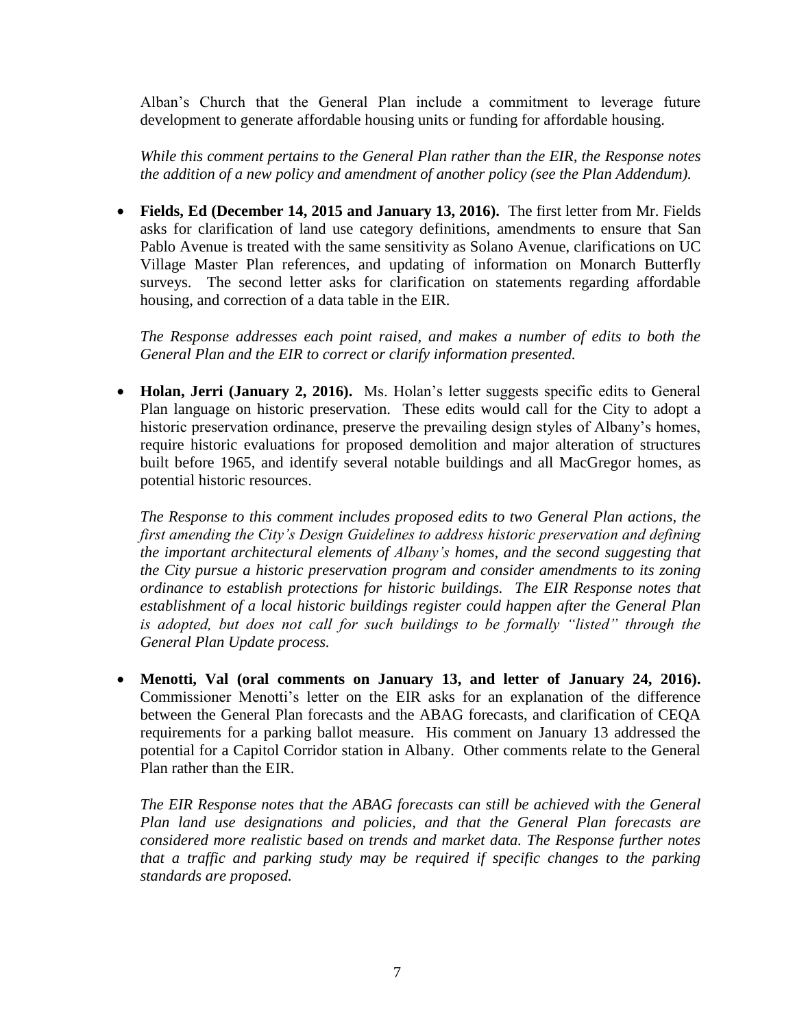Alban's Church that the General Plan include a commitment to leverage future development to generate affordable housing units or funding for affordable housing.

*While this comment pertains to the General Plan rather than the EIR, the Response notes the addition of a new policy and amendment of another policy (see the Plan Addendum).*

- **Fields, Ed (December 14, 2015 and January 13, 2016).** The first letter from Mr. Fields asks for clarification of land use category definitions, amendments to ensure that San Pablo Avenue is treated with the same sensitivity as Solano Avenue, clarifications on UC Village Master Plan references, and updating of information on Monarch Butterfly surveys. The second letter asks for clarification on statements regarding affordable housing, and correction of a data table in the EIR.

  *The Response addresses each point raised, and makes a number of edits to both the General Plan and the EIR to correct or clarify information presented.*

- **Holan, Jerri (January 2, 2016).** Ms. Holan's letter suggests specific edits to General Plan language on historic preservation. These edits would call for the City to adopt a historic preservation ordinance, preserve the prevailing design styles of Albany's homes, require historic evaluations for proposed demolition and major alteration of structures built before 1965, and identify several notable buildings and all MacGregor homes, as potential historic resources.

  *The Response to this comment includes proposed edits to two General Plan actions, the first amending the City's Design Guidelines to address historic preservation and defining the important architectural elements of Albany's homes, and the second suggesting that the City pursue a historic preservation program and consider amendments to its zoning ordinance to establish protections for historic buildings. The EIR Response notes that establishment of a local historic buildings register could happen after the General Plan is adopted, but does not call for such buildings to be formally "listed" through the General Plan Update process.*

- **Menotti, Val (oral comments on January 13, and letter of January 24, 2016).** Commissioner Menotti's letter on the EIR asks for an explanation of the difference between the General Plan forecasts and the ABAG forecasts, and clarification of CEQA requirements for a parking ballot measure. His comment on January 13 addressed the potential for a Capitol Corridor station in Albany. Other comments relate to the General Plan rather than the EIR.

  *The EIR Response notes that the ABAG forecasts can still be achieved with the General Plan land use designations and policies, and that the General Plan forecasts are considered more realistic based on trends and market data. The Response further notes that a traffic and parking study may be required if specific changes to the parking standards are proposed.*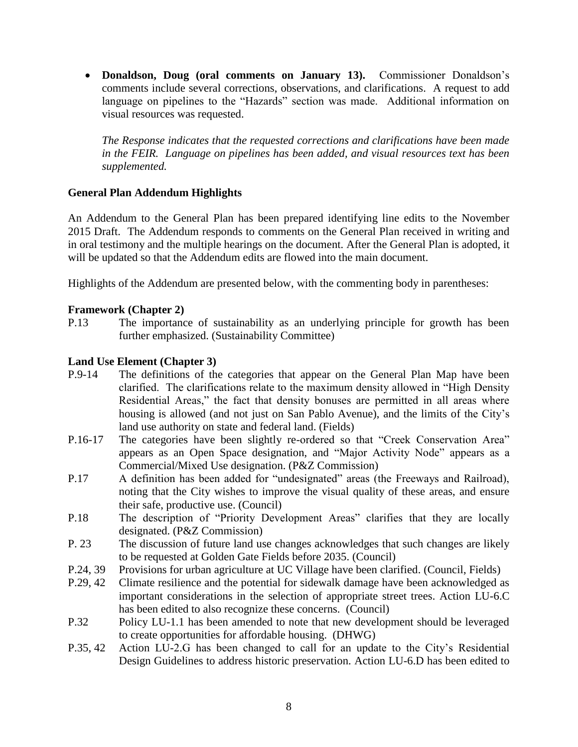- **Donaldson, Doug (oral comments on January 13).** Commissioner Donaldson's comments include several corrections, observations, and clarifications. A request to add language on pipelines to the "Hazards" section was made. Additional information on visual resources was requested.

  *The Response indicates that the requested corrections and clarifications have been made in the FEIR. Language on pipelines has been added, and visual resources text has been supplemented.*

**General Plan Addendum Highlights**

An Addendum to the General Plan has been prepared identifying line edits to the November 2015 Draft. The Addendum responds to comments on the General Plan received in writing and in oral testimony and the multiple hearings on the document. After the General Plan is adopted, it will be updated so that the Addendum edits are flowed into the main document.

Highlights of the Addendum are presented below, with the commenting body in parentheses:

**Framework (Chapter 2)**

P.13 The importance of sustainability as an underlying principle for growth has been further emphasized. (Sustainability Committee)

**Land Use Element (Chapter 3)**

P.9-14 The definitions of the categories that appear on the General Plan Map have been clarified. The clarifications relate to the maximum density allowed in "High Density Residential Areas," the fact that density bonuses are permitted in all areas where housing is allowed (and not just on San Pablo Avenue), and the limits of the City's land use authority on state and federal land. (Fields)

P.16-17 The categories have been slightly re-ordered so that "Creek Conservation Area" appears as an Open Space designation, and "Major Activity Node" appears as a Commercial/Mixed Use designation. (P&Z Commission)

P.17 A definition has been added for "undesignated" areas (the Freeways and Railroad), noting that the City wishes to improve the visual quality of these areas, and ensure their safe, productive use. (Council)

P.18 The description of "Priority Development Areas" clarifies that they are locally designated. (P&Z Commission)

P. 23 The discussion of future land use changes acknowledges that such changes are likely to be requested at Golden Gate Fields before 2035. (Council)

P.24, 39 Provisions for urban agriculture at UC Village have been clarified. (Council, Fields)

P.29, 42 Climate resilience and the potential for sidewalk damage have been acknowledged as important considerations in the selection of appropriate street trees. Action LU-6.C has been edited to also recognize these concerns. (Council)

P.32 Policy LU-1.1 has been amended to note that new development should be leveraged to create opportunities for affordable housing. (DHWG)

P.35, 42 Action LU-2.G has been changed to call for an update to the City's Residential Design Guidelines to address historic preservation. Action LU-6.D has been edited to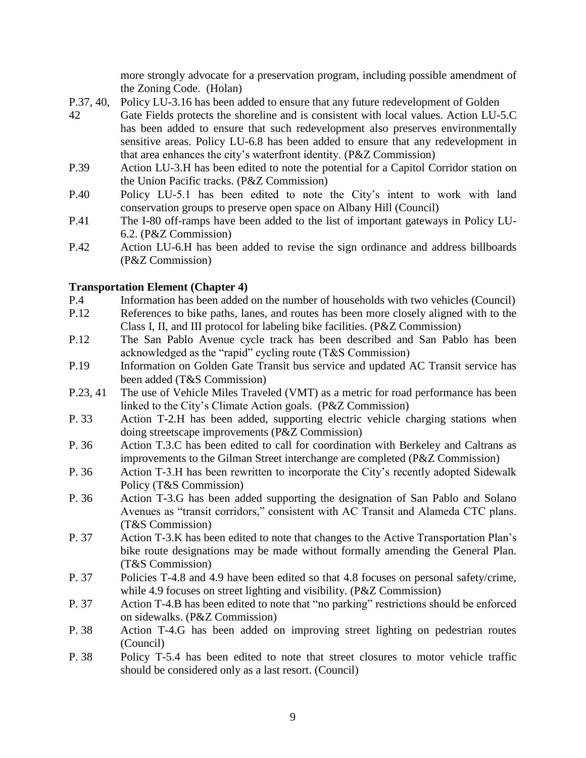more strongly advocate for a preservation program, including possible amendment of the Zoning Code. (Holan)

| | |
|---|---|
| P.37, 40, 42 | Policy LU-3.16 has been added to ensure that any future redevelopment of Golden Gate Fields protects the shoreline and is consistent with local values. Action LU-5.C has been added to ensure that such redevelopment also preserves environmentally sensitive areas. Policy LU-6.8 has been added to ensure that any redevelopment in that area enhances the city's waterfront identity. (P&Z Commission) |
| P.39 | Action LU-3.H has been edited to note the potential for a Capitol Corridor station on the Union Pacific tracks. (P&Z Commission) |
| P.40 | Policy LU-5.1 has been edited to note the City's intent to work with land conservation groups to preserve open space on Albany Hill (Council) |
| P.41 | The I-80 off-ramps have been added to the list of important gateways in Policy LU-6.2. (P&Z Commission) |
| P.42 | Action LU-6.H has been added to revise the sign ordinance and address billboards (P&Z Commission) |

**Transportation Element (Chapter 4)**

| | |
|---|---|
| P.4 | Information has been added on the number of households with two vehicles (Council) |
| P.12 | References to bike paths, lanes, and routes has been more closely aligned with to the Class I, II, and III protocol for labeling bike facilities. (P&Z Commission) |
| P.12 | The San Pablo Avenue cycle track has been described and San Pablo has been acknowledged as the "rapid" cycling route (T&S Commission) |
| P.19 | Information on Golden Gate Transit bus service and updated AC Transit service has been added (T&S Commission) |
| P.23, 41 | The use of Vehicle Miles Traveled (VMT) as a metric for road performance has been linked to the City's Climate Action goals. (P&Z Commission) |
| P. 33 | Action T-2.H has been added, supporting electric vehicle charging stations when doing streetscape improvements (P&Z Commission) |
| P. 36 | Action T.3.C has been edited to call for coordination with Berkeley and Caltrans as improvements to the Gilman Street interchange are completed (P&Z Commission) |
| P. 36 | Action T-3.H has been rewritten to incorporate the City's recently adopted Sidewalk Policy (T&S Commission) |
| P. 36 | Action T-3.G has been added supporting the designation of San Pablo and Solano Avenues as "transit corridors," consistent with AC Transit and Alameda CTC plans. (T&S Commission) |
| P. 37 | Action T-3.K has been edited to note that changes to the Active Transportation Plan's bike route designations may be made without formally amending the General Plan. (T&S Commission) |
| P. 37 | Policies T-4.8 and 4.9 have been edited so that 4.8 focuses on personal safety/crime, while 4.9 focuses on street lighting and visibility. (P&Z Commission) |
| P. 37 | Action T-4.B has been edited to note that "no parking" restrictions should be enforced on sidewalks. (P&Z Commission) |
| P. 38 | Action T-4.G has been added on improving street lighting on pedestrian routes (Council) |
| P. 38 | Policy T-5.4 has been edited to note that street closures to motor vehicle traffic should be considered only as a last resort. (Council) |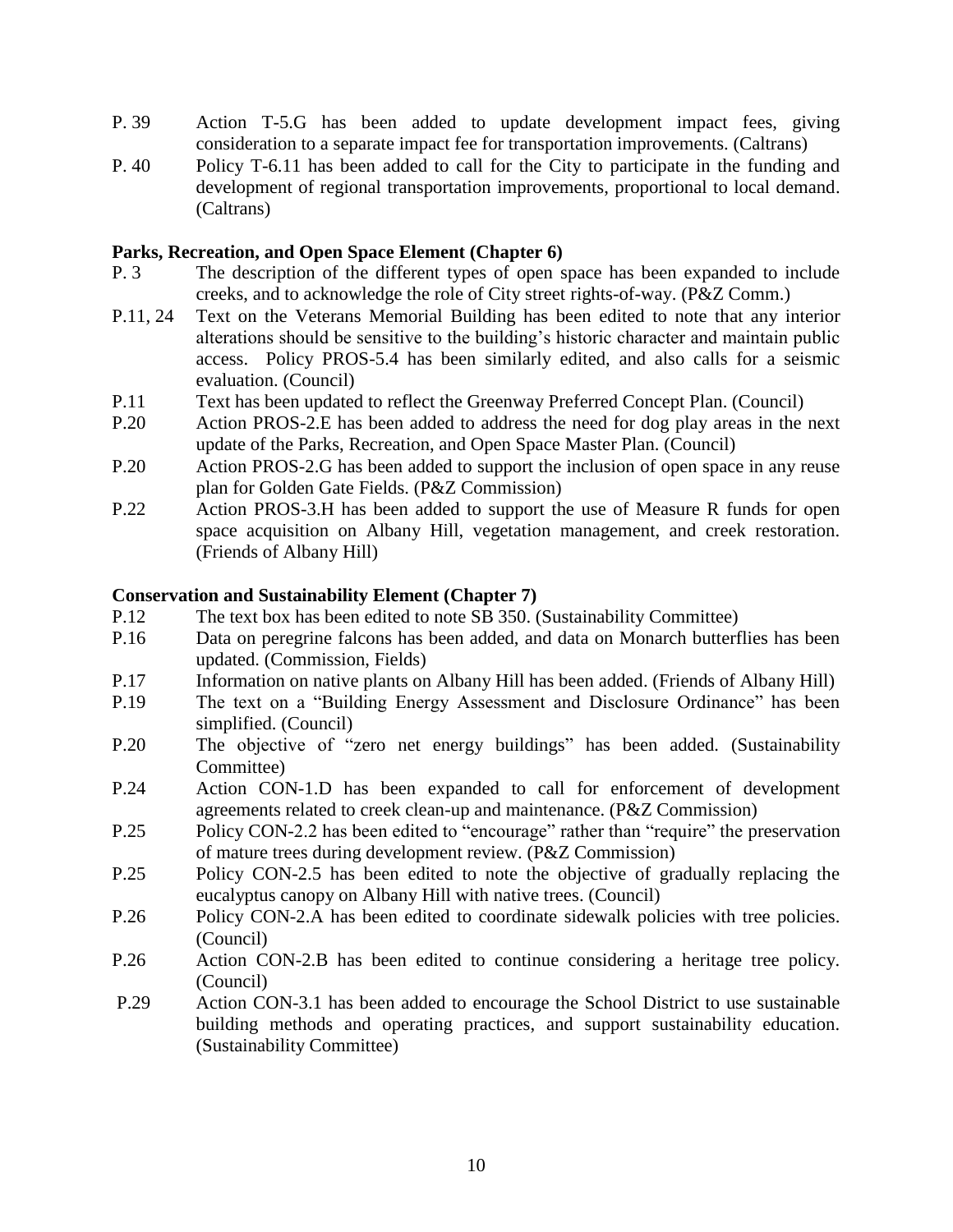P. 39 Action T-5.G has been added to update development impact fees, giving consideration to a separate impact fee for transportation improvements. (Caltrans)

P. 40 Policy T-6.11 has been added to call for the City to participate in the funding and development of regional transportation improvements, proportional to local demand. (Caltrans)

**Parks, Recreation, and Open Space Element (Chapter 6)**

P. 3 The description of the different types of open space has been expanded to include creeks, and to acknowledge the role of City street rights-of-way. (P&Z Comm.)

P.11, 24 Text on the Veterans Memorial Building has been edited to note that any interior alterations should be sensitive to the building's historic character and maintain public access. Policy PROS-5.4 has been similarly edited, and also calls for a seismic evaluation. (Council)

P.11 Text has been updated to reflect the Greenway Preferred Concept Plan. (Council)

P.20 Action PROS-2.E has been added to address the need for dog play areas in the next update of the Parks, Recreation, and Open Space Master Plan. (Council)

P.20 Action PROS-2.G has been added to support the inclusion of open space in any reuse plan for Golden Gate Fields. (P&Z Commission)

P.22 Action PROS-3.H has been added to support the use of Measure R funds for open space acquisition on Albany Hill, vegetation management, and creek restoration. (Friends of Albany Hill)

**Conservation and Sustainability Element (Chapter 7)**

P.12 The text box has been edited to note SB 350. (Sustainability Committee)

P.16 Data on peregrine falcons has been added, and data on Monarch butterflies has been updated. (Commission, Fields)

P.17 Information on native plants on Albany Hill has been added. (Friends of Albany Hill)

P.19 The text on a "Building Energy Assessment and Disclosure Ordinance" has been simplified. (Council)

P.20 The objective of "zero net energy buildings" has been added. (Sustainability Committee)

P.24 Action CON-1.D has been expanded to call for enforcement of development agreements related to creek clean-up and maintenance. (P&Z Commission)

P.25 Policy CON-2.2 has been edited to "encourage" rather than "require" the preservation of mature trees during development review. (P&Z Commission)

P.25 Policy CON-2.5 has been edited to note the objective of gradually replacing the eucalyptus canopy on Albany Hill with native trees. (Council)

P.26 Policy CON-2.A has been edited to coordinate sidewalk policies with tree policies. (Council)

P.26 Action CON-2.B has been edited to continue considering a heritage tree policy. (Council)

P.29 Action CON-3.1 has been added to encourage the School District to use sustainable building methods and operating practices, and support sustainability education. (Sustainability Committee)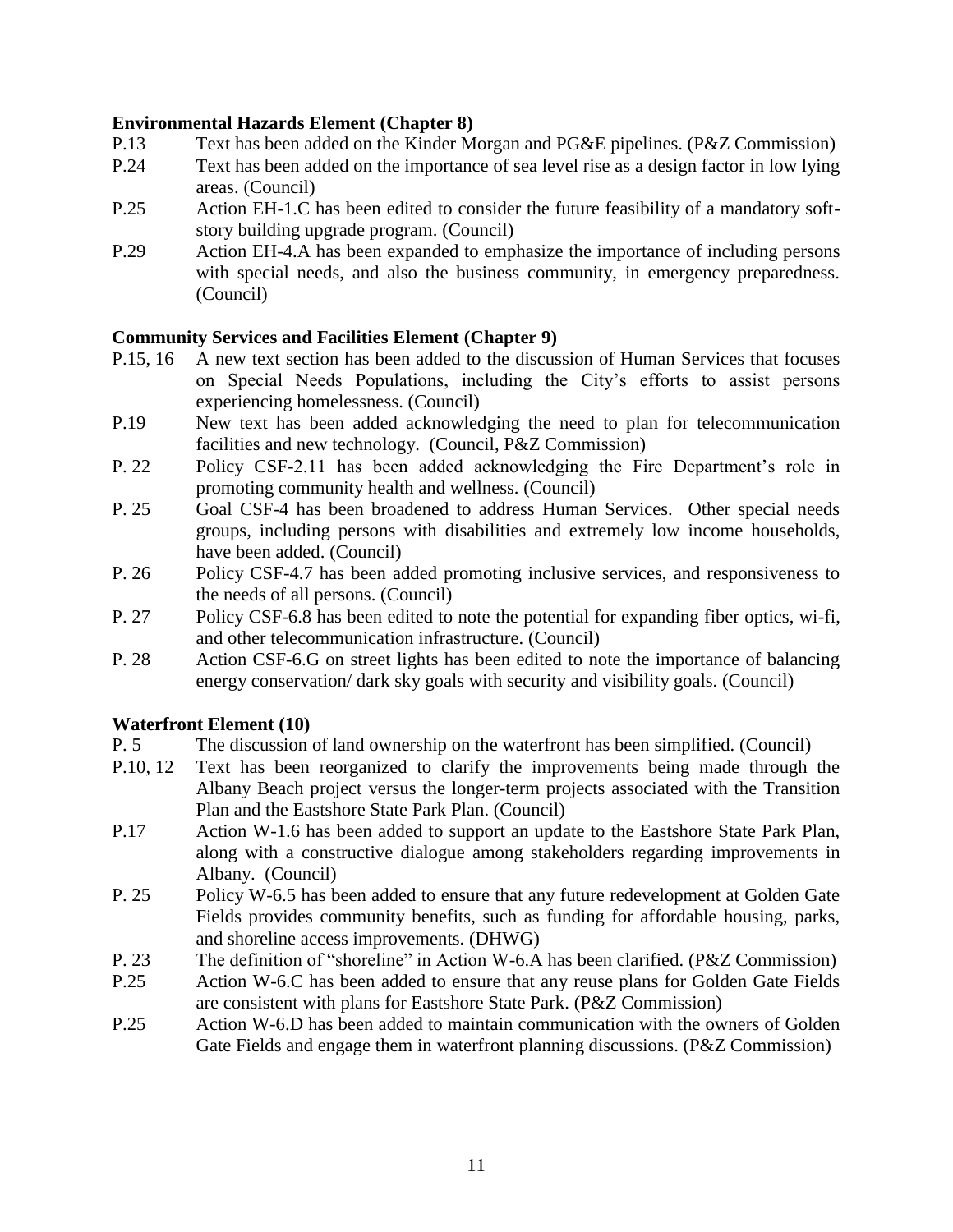**Environmental Hazards Element (Chapter 8)**

| | |
|---|---|
| P.13 | Text has been added on the Kinder Morgan and PG&E pipelines. (P&Z Commission) |
| P.24 | Text has been added on the importance of sea level rise as a design factor in low lying areas. (Council) |
| P.25 | Action EH-1.C has been edited to consider the future feasibility of a mandatory soft-story building upgrade program. (Council) |
| P.29 | Action EH-4.A has been expanded to emphasize the importance of including persons with special needs, and also the business community, in emergency preparedness. (Council) |

**Community Services and Facilities Element (Chapter 9)**

| | |
|---|---|
| P.15, 16 | A new text section has been added to the discussion of Human Services that focuses on Special Needs Populations, including the City's efforts to assist persons experiencing homelessness. (Council) |
| P.19 | New text has been added acknowledging the need to plan for telecommunication facilities and new technology. (Council, P&Z Commission) |
| P. 22 | Policy CSF-2.11 has been added acknowledging the Fire Department's role in promoting community health and wellness. (Council) |
| P. 25 | Goal CSF-4 has been broadened to address Human Services. Other special needs groups, including persons with disabilities and extremely low income households, have been added. (Council) |
| P. 26 | Policy CSF-4.7 has been added promoting inclusive services, and responsiveness to the needs of all persons. (Council) |
| P. 27 | Policy CSF-6.8 has been edited to note the potential for expanding fiber optics, wi-fi, and other telecommunication infrastructure. (Council) |
| P. 28 | Action CSF-6.G on street lights has been edited to note the importance of balancing energy conservation/ dark sky goals with security and visibility goals. (Council) |

**Waterfront Element (10)**

| | |
|---|---|
| P. 5 | The discussion of land ownership on the waterfront has been simplified. (Council) |
| P.10, 12 | Text has been reorganized to clarify the improvements being made through the Albany Beach project versus the longer-term projects associated with the Transition Plan and the Eastshore State Park Plan. (Council) |
| P.17 | Action W-1.6 has been added to support an update to the Eastshore State Park Plan, along with a constructive dialogue among stakeholders regarding improvements in Albany. (Council) |
| P. 25 | Policy W-6.5 has been added to ensure that any future redevelopment at Golden Gate Fields provides community benefits, such as funding for affordable housing, parks, and shoreline access improvements. (DHWG) |
| P. 23 | The definition of "shoreline" in Action W-6.A has been clarified. (P&Z Commission) |
| P.25 | Action W-6.C has been added to ensure that any reuse plans for Golden Gate Fields are consistent with plans for Eastshore State Park. (P&Z Commission) |
| P.25 | Action W-6.D has been added to maintain communication with the owners of Golden Gate Fields and engage them in waterfront planning discussions. (P&Z Commission) |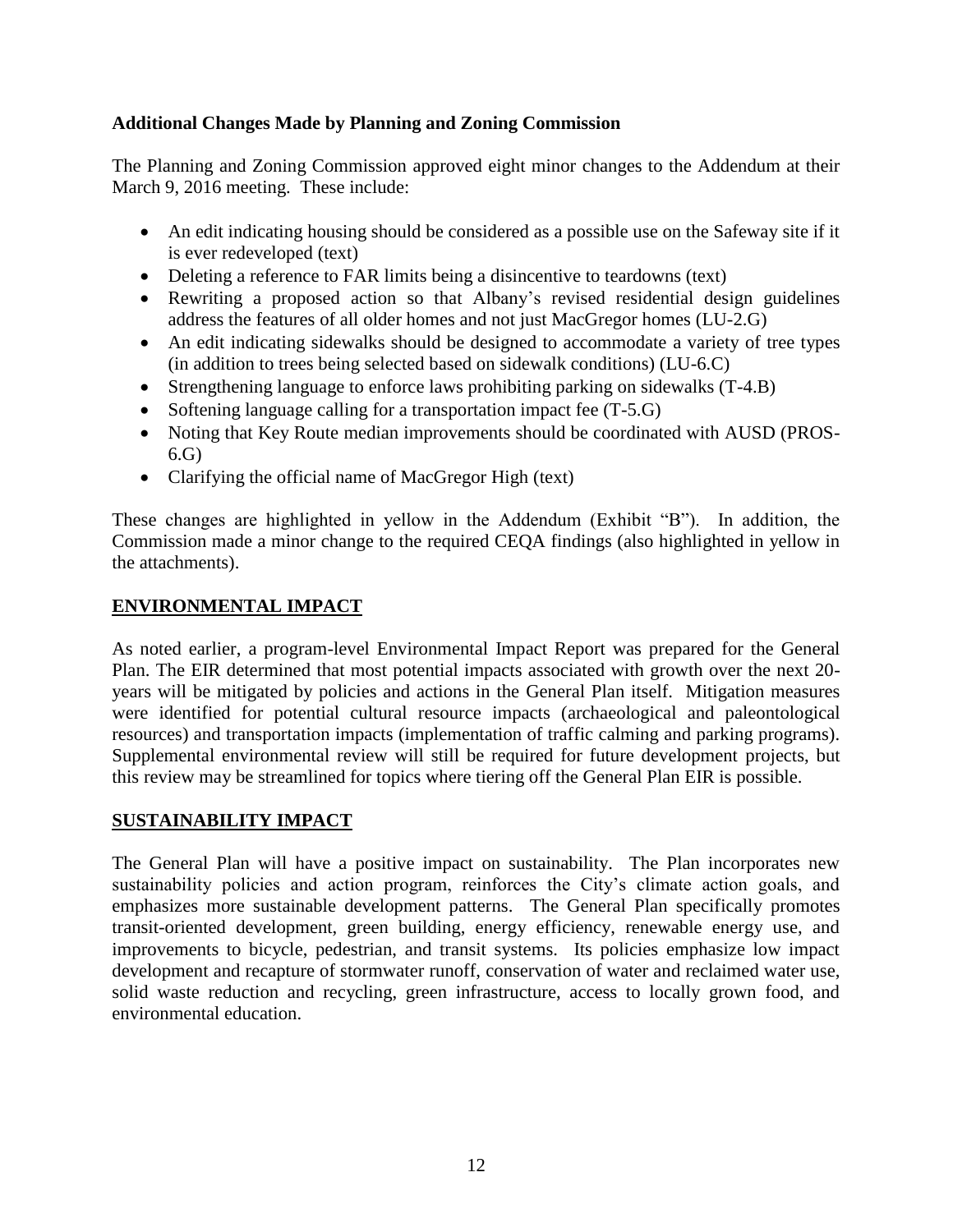**Additional Changes Made by Planning and Zoning Commission**

The Planning and Zoning Commission approved eight minor changes to the Addendum at their March 9, 2016 meeting. These include:

- An edit indicating housing should be considered as a possible use on the Safeway site if it is ever redeveloped (text)
- Deleting a reference to FAR limits being a disincentive to teardowns (text)
- Rewriting a proposed action so that Albany's revised residential design guidelines address the features of all older homes and not just MacGregor homes (LU-2.G)
- An edit indicating sidewalks should be designed to accommodate a variety of tree types (in addition to trees being selected based on sidewalk conditions) (LU-6.C)
- Strengthening language to enforce laws prohibiting parking on sidewalks (T-4.B)
- Softening language calling for a transportation impact fee (T-5.G)
- Noting that Key Route median improvements should be coordinated with AUSD (PROS-6.G)
- Clarifying the official name of MacGregor High (text)

These changes are highlighted in yellow in the Addendum (Exhibit "B"). In addition, the Commission made a minor change to the required CEQA findings (also highlighted in yellow in the attachments).

## ENVIRONMENTAL IMPACT

As noted earlier, a program-level Environmental Impact Report was prepared for the General Plan. The EIR determined that most potential impacts associated with growth over the next 20-years will be mitigated by policies and actions in the General Plan itself. Mitigation measures were identified for potential cultural resource impacts (archaeological and paleontological resources) and transportation impacts (implementation of traffic calming and parking programs). Supplemental environmental review will still be required for future development projects, but this review may be streamlined for topics where tiering off the General Plan EIR is possible.

## SUSTAINABILITY IMPACT

The General Plan will have a positive impact on sustainability. The Plan incorporates new sustainability policies and action program, reinforces the City's climate action goals, and emphasizes more sustainable development patterns. The General Plan specifically promotes transit-oriented development, green building, energy efficiency, renewable energy use, and improvements to bicycle, pedestrian, and transit systems. Its policies emphasize low impact development and recapture of stormwater runoff, conservation of water and reclaimed water use, solid waste reduction and recycling, green infrastructure, access to locally grown food, and environmental education.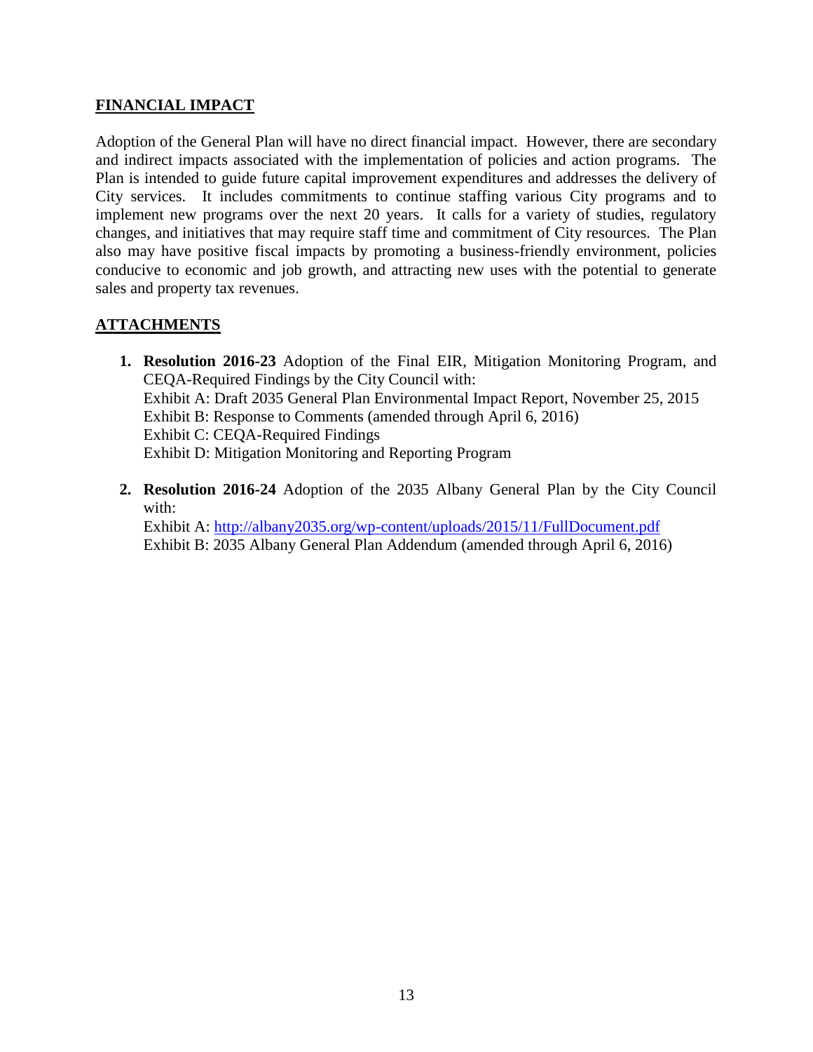## FINANCIAL IMPACT

Adoption of the General Plan will have no direct financial impact. However, there are secondary and indirect impacts associated with the implementation of policies and action programs. The Plan is intended to guide future capital improvement expenditures and addresses the delivery of City services. It includes commitments to continue staffing various City programs and to implement new programs over the next 20 years. It calls for a variety of studies, regulatory changes, and initiatives that may require staff time and commitment of City resources. The Plan also may have positive fiscal impacts by promoting a business-friendly environment, policies conducive to economic and job growth, and attracting new uses with the potential to generate sales and property tax revenues.

## ATTACHMENTS

1. **Resolution 2016-23** Adoption of the Final EIR, Mitigation Monitoring Program, and CEQA-Required Findings by the City Council with:
   Exhibit A: Draft 2035 General Plan Environmental Impact Report, November 25, 2015
   Exhibit B: Response to Comments (amended through April 6, 2016)
   Exhibit C: CEQA-Required Findings
   Exhibit D: Mitigation Monitoring and Reporting Program

2. **Resolution 2016-24** Adoption of the 2035 Albany General Plan by the City Council with:
   Exhibit A: http://albany2035.org/wp-content/uploads/2015/11/FullDocument.pdf
   Exhibit B: 2035 Albany General Plan Addendum (amended through April 6, 2016)